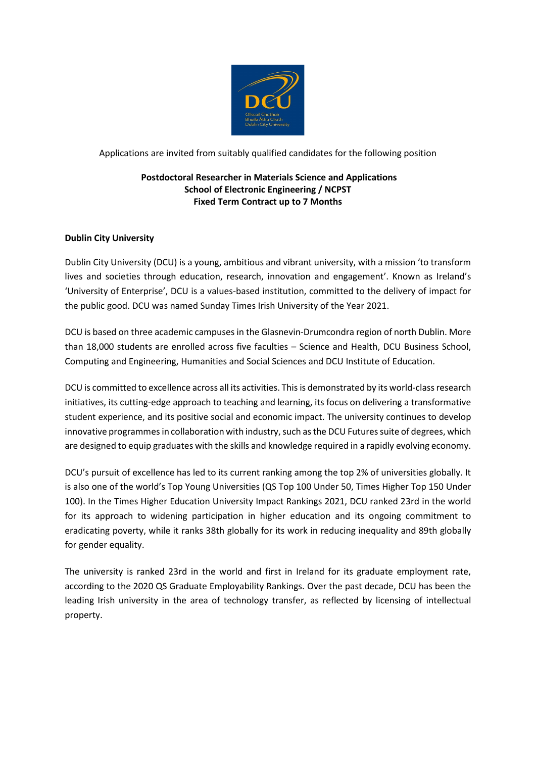Applications are invited from suitably qualified candidates for the following position

**Postdoctoral Researcher in Materials Science and Applications**
**School of Electronic Engineering / NCPST**
**Fixed Term Contract up to 7 Months**

## Dublin City University

Dublin City University (DCU) is a young, ambitious and vibrant university, with a mission 'to transform lives and societies through education, research, innovation and engagement'. Known as Ireland's 'University of Enterprise', DCU is a values-based institution, committed to the delivery of impact for the public good. DCU was named Sunday Times Irish University of the Year 2021.

DCU is based on three academic campuses in the Glasnevin-Drumcondra region of north Dublin. More than 18,000 students are enrolled across five faculties – Science and Health, DCU Business School, Computing and Engineering, Humanities and Social Sciences and DCU Institute of Education.

DCU is committed to excellence across all its activities. This is demonstrated by its world-class research initiatives, its cutting-edge approach to teaching and learning, its focus on delivering a transformative student experience, and its positive social and economic impact. The university continues to develop innovative programmes in collaboration with industry, such as the DCU Futures suite of degrees, which are designed to equip graduates with the skills and knowledge required in a rapidly evolving economy.

DCU's pursuit of excellence has led to its current ranking among the top 2% of universities globally. It is also one of the world's Top Young Universities (QS Top 100 Under 50, Times Higher Top 150 Under 100). In the Times Higher Education University Impact Rankings 2021, DCU ranked 23rd in the world for its approach to widening participation in higher education and its ongoing commitment to eradicating poverty, while it ranks 38th globally for its work in reducing inequality and 89th globally for gender equality.

The university is ranked 23rd in the world and first in Ireland for its graduate employment rate, according to the 2020 QS Graduate Employability Rankings. Over the past decade, DCU has been the leading Irish university in the area of technology transfer, as reflected by licensing of intellectual property.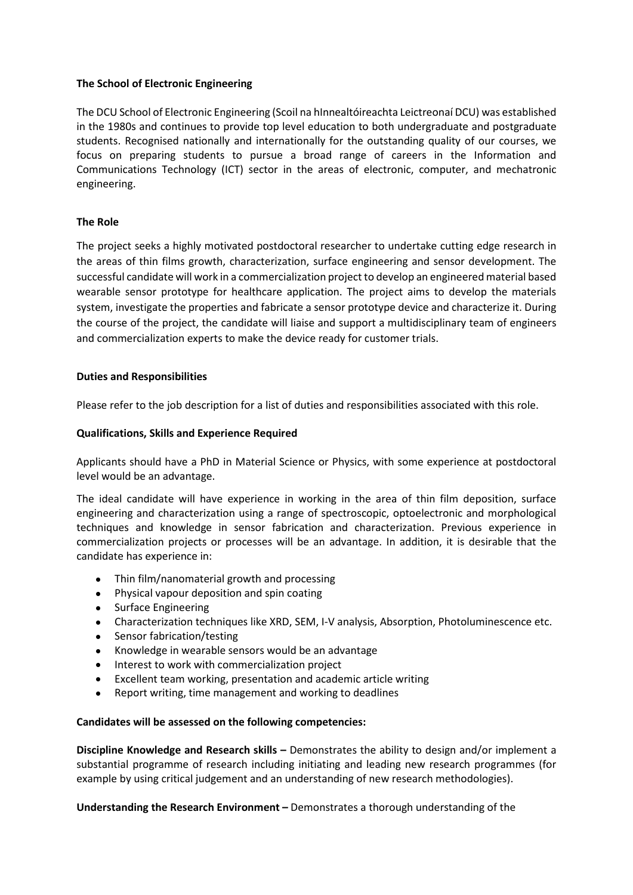### The School of Electronic Engineering

The DCU School of Electronic Engineering (Scoil na hInnealtóireachta Leictreonaí DCU) was established in the 1980s and continues to provide top level education to both undergraduate and postgraduate students. Recognised nationally and internationally for the outstanding quality of our courses, we focus on preparing students to pursue a broad range of careers in the Information and Communications Technology (ICT) sector in the areas of electronic, computer, and mechatronic engineering.

### The Role

The project seeks a highly motivated postdoctoral researcher to undertake cutting edge research in the areas of thin films growth, characterization, surface engineering and sensor development. The successful candidate will work in a commercialization project to develop an engineered material based wearable sensor prototype for healthcare application. The project aims to develop the materials system, investigate the properties and fabricate a sensor prototype device and characterize it. During the course of the project, the candidate will liaise and support a multidisciplinary team of engineers and commercialization experts to make the device ready for customer trials.

### Duties and Responsibilities

Please refer to the job description for a list of duties and responsibilities associated with this role.

### Qualifications, Skills and Experience Required

Applicants should have a PhD in Material Science or Physics, with some experience at postdoctoral level would be an advantage.

The ideal candidate will have experience in working in the area of thin film deposition, surface engineering and characterization using a range of spectroscopic, optoelectronic and morphological techniques and knowledge in sensor fabrication and characterization. Previous experience in commercialization projects or processes will be an advantage. In addition, it is desirable that the candidate has experience in:

- Thin film/nanomaterial growth and processing
- Physical vapour deposition and spin coating
- Surface Engineering
- Characterization techniques like XRD, SEM, I-V analysis, Absorption, Photoluminescence etc.
- Sensor fabrication/testing
- Knowledge in wearable sensors would be an advantage
- Interest to work with commercialization project
- Excellent team working, presentation and academic article writing
- Report writing, time management and working to deadlines

### Candidates will be assessed on the following competencies:

**Discipline Knowledge and Research skills –** Demonstrates the ability to design and/or implement a substantial programme of research including initiating and leading new research programmes (for example by using critical judgement and an understanding of new research methodologies).

**Understanding the Research Environment –** Demonstrates a thorough understanding of the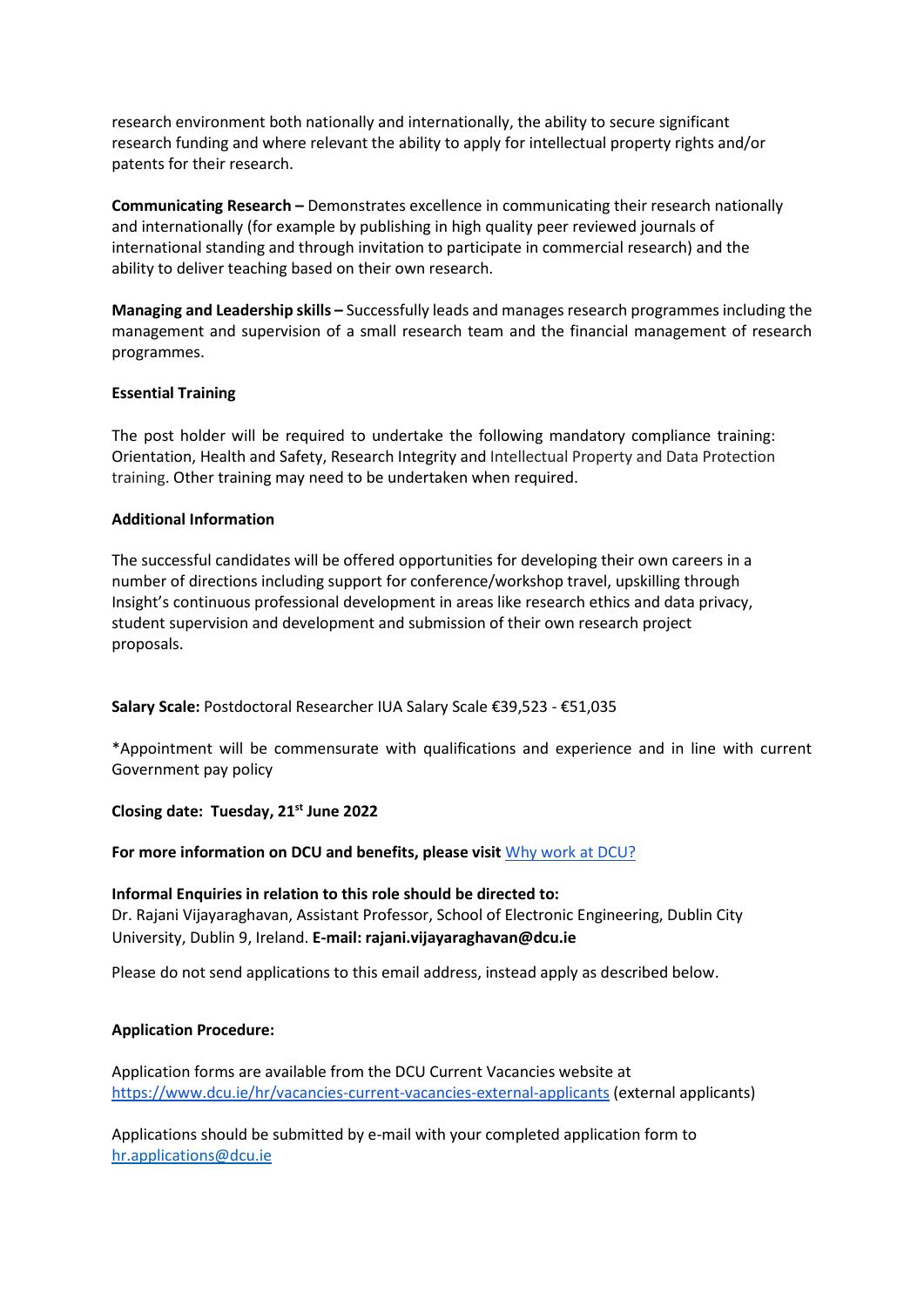research environment both nationally and internationally, the ability to secure significant research funding and where relevant the ability to apply for intellectual property rights and/or patents for their research.

**Communicating Research –** Demonstrates excellence in communicating their research nationally and internationally (for example by publishing in high quality peer reviewed journals of international standing and through invitation to participate in commercial research) and the ability to deliver teaching based on their own research.

**Managing and Leadership skills –** Successfully leads and manages research programmes including the management and supervision of a small research team and the financial management of research programmes.

**Essential Training**

The post holder will be required to undertake the following mandatory compliance training: Orientation, Health and Safety, Research Integrity and Intellectual Property and Data Protection training. Other training may need to be undertaken when required.

**Additional Information**

The successful candidates will be offered opportunities for developing their own careers in a number of directions including support for conference/workshop travel, upskilling through Insight's continuous professional development in areas like research ethics and data privacy, student supervision and development and submission of their own research project proposals.

**Salary Scale:** Postdoctoral Researcher IUA Salary Scale €39,523 - €51,035

*Appointment will be commensurate with qualifications and experience and in line with current Government pay policy

**Closing date: Tuesday, 21st June 2022**

**For more information on DCU and benefits, please visit** [Why work at DCU?]()

**Informal Enquiries in relation to this role should be directed to:**
Dr. Rajani Vijayaraghavan, Assistant Professor, School of Electronic Engineering, Dublin City University, Dublin 9, Ireland. **E-mail: rajani.vijayaraghavan@dcu.ie**

Please do not send applications to this email address, instead apply as described below.

**Application Procedure:**

Application forms are available from the DCU Current Vacancies website at https://www.dcu.ie/hr/vacancies-current-vacancies-external-applicants (external applicants)

Applications should be submitted by e-mail with your completed application form to hr.applications@dcu.ie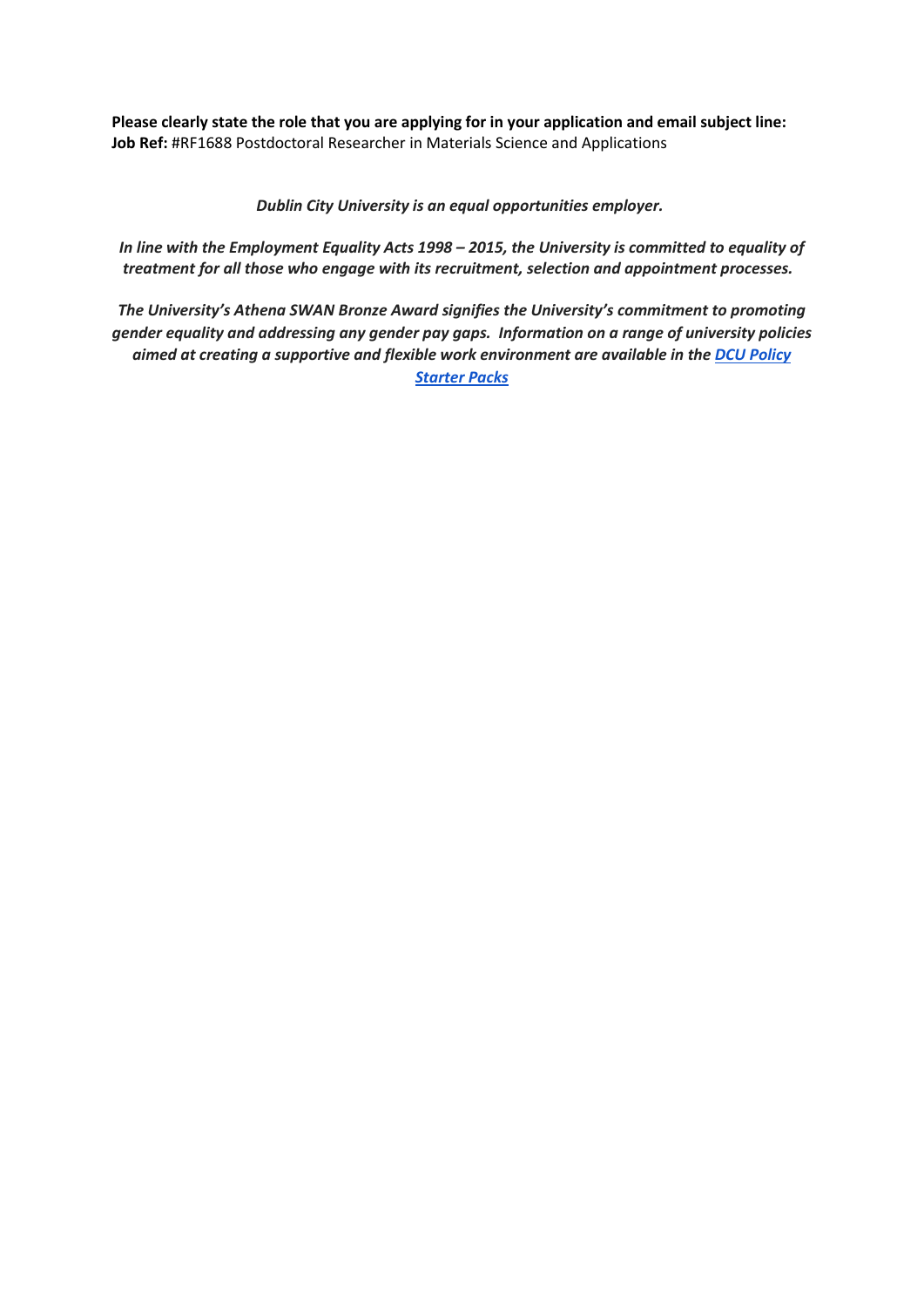**Please clearly state the role that you are applying for in your application and email subject line:**
**Job Ref:** #RF1688 Postdoctoral Researcher in Materials Science and Applications

***Dublin City University is an equal opportunities employer.***

***In line with the Employment Equality Acts 1998 – 2015, the University is committed to equality of treatment for all those who engage with its recruitment, selection and appointment processes.***

***The University's Athena SWAN Bronze Award signifies the University's commitment to promoting gender equality and addressing any gender pay gaps. Information on a range of university policies aimed at creating a supportive and flexible work environment are available in the DCU Policy Starter Packs***